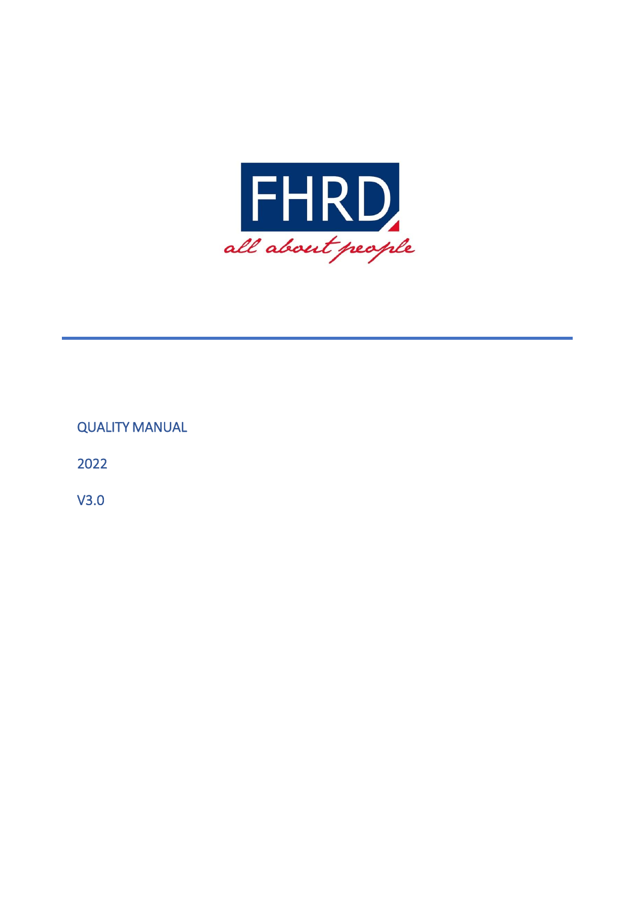FHRD

*all about people*

QUALITY MANUAL

2022

V3.0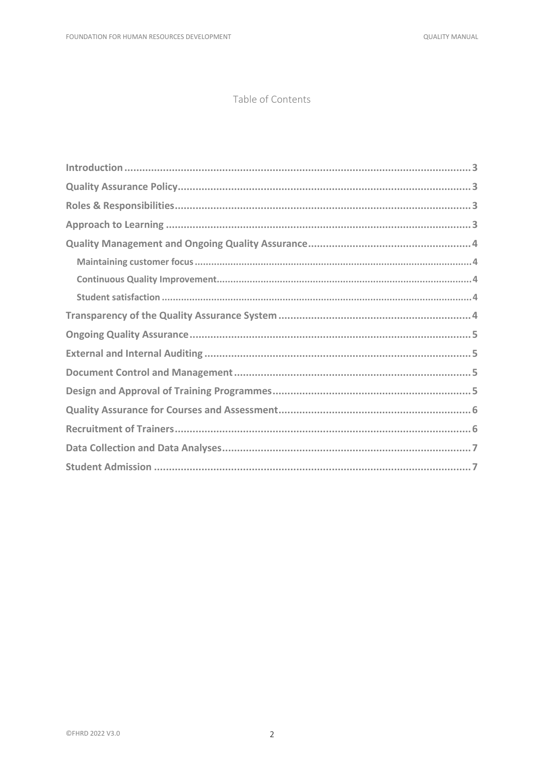# Table of Contents

- Introduction ... 3
- Quality Assurance Policy ... 3
- Roles & Responsibilities ... 3
- Approach to Learning ... 3
- Quality Management and Ongoing Quality Assurance ... 4
  - Maintaining customer focus ... 4
  - Continuous Quality Improvement ... 4
  - Student satisfaction ... 4
- Transparency of the Quality Assurance System ... 4
- Ongoing Quality Assurance ... 5
- External and Internal Auditing ... 5
- Document Control and Management ... 5
- Design and Approval of Training Programmes ... 5
- Quality Assurance for Courses and Assessment ... 6
- Recruitment of Trainers ... 6
- Data Collection and Data Analyses ... 7
- Student Admission ... 7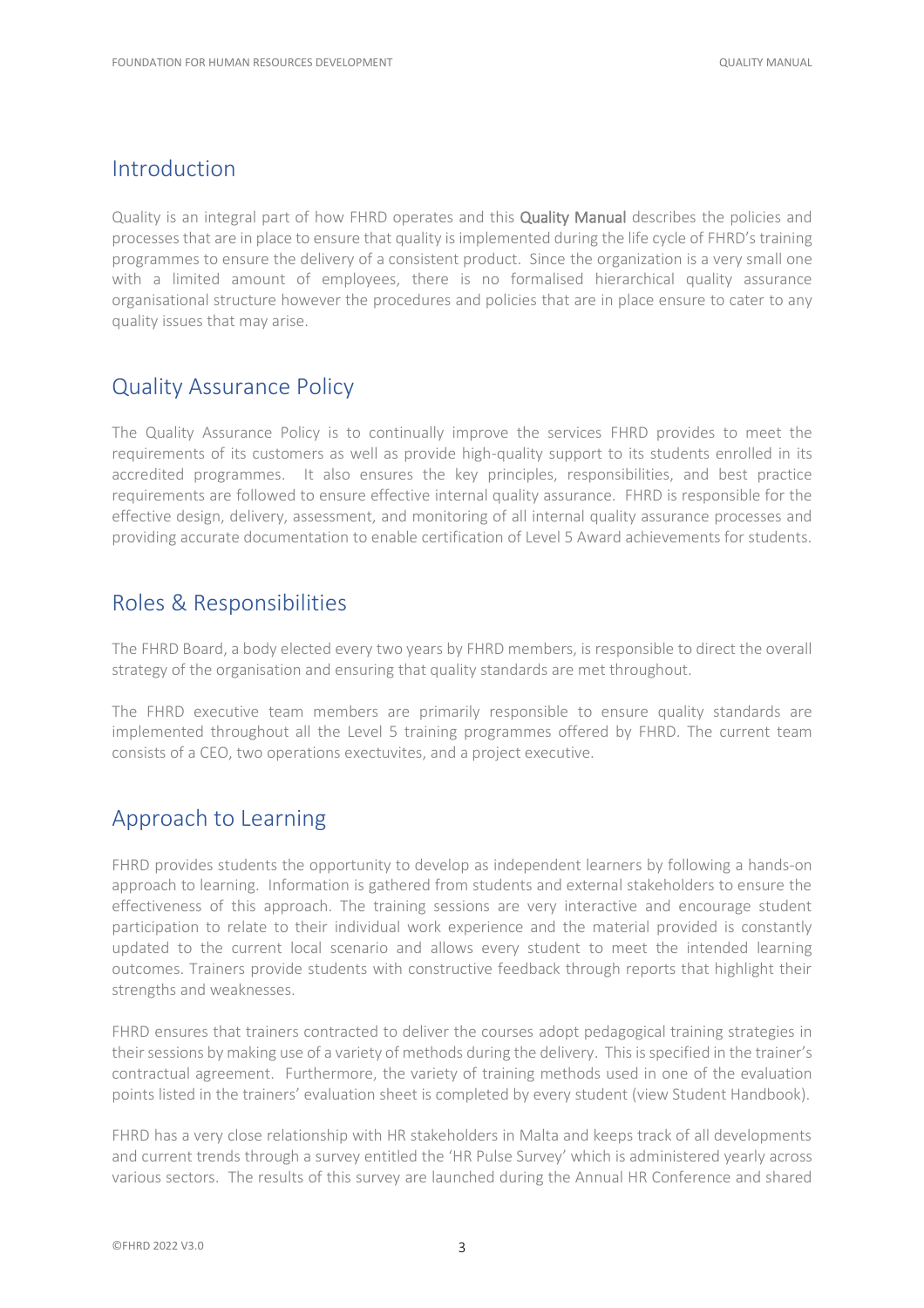## Introduction

Quality is an integral part of how FHRD operates and this **Quality Manual** describes the policies and processes that are in place to ensure that quality is implemented during the life cycle of FHRD's training programmes to ensure the delivery of a consistent product. Since the organization is a very small one with a limited amount of employees, there is no formalised hierarchical quality assurance organisational structure however the procedures and policies that are in place ensure to cater to any quality issues that may arise.

## Quality Assurance Policy

The Quality Assurance Policy is to continually improve the services FHRD provides to meet the requirements of its customers as well as provide high-quality support to its students enrolled in its accredited programmes. It also ensures the key principles, responsibilities, and best practice requirements are followed to ensure effective internal quality assurance. FHRD is responsible for the effective design, delivery, assessment, and monitoring of all internal quality assurance processes and providing accurate documentation to enable certification of Level 5 Award achievements for students.

## Roles & Responsibilities

The FHRD Board, a body elected every two years by FHRD members, is responsible to direct the overall strategy of the organisation and ensuring that quality standards are met throughout.

The FHRD executive team members are primarily responsible to ensure quality standards are implemented throughout all the Level 5 training programmes offered by FHRD. The current team consists of a CEO, two operations exectuvites, and a project executive.

## Approach to Learning

FHRD provides students the opportunity to develop as independent learners by following a hands-on approach to learning. Information is gathered from students and external stakeholders to ensure the effectiveness of this approach. The training sessions are very interactive and encourage student participation to relate to their individual work experience and the material provided is constantly updated to the current local scenario and allows every student to meet the intended learning outcomes. Trainers provide students with constructive feedback through reports that highlight their strengths and weaknesses.

FHRD ensures that trainers contracted to deliver the courses adopt pedagogical training strategies in their sessions by making use of a variety of methods during the delivery. This is specified in the trainer's contractual agreement. Furthermore, the variety of training methods used in one of the evaluation points listed in the trainers' evaluation sheet is completed by every student (view Student Handbook).

FHRD has a very close relationship with HR stakeholders in Malta and keeps track of all developments and current trends through a survey entitled the 'HR Pulse Survey' which is administered yearly across various sectors. The results of this survey are launched during the Annual HR Conference and shared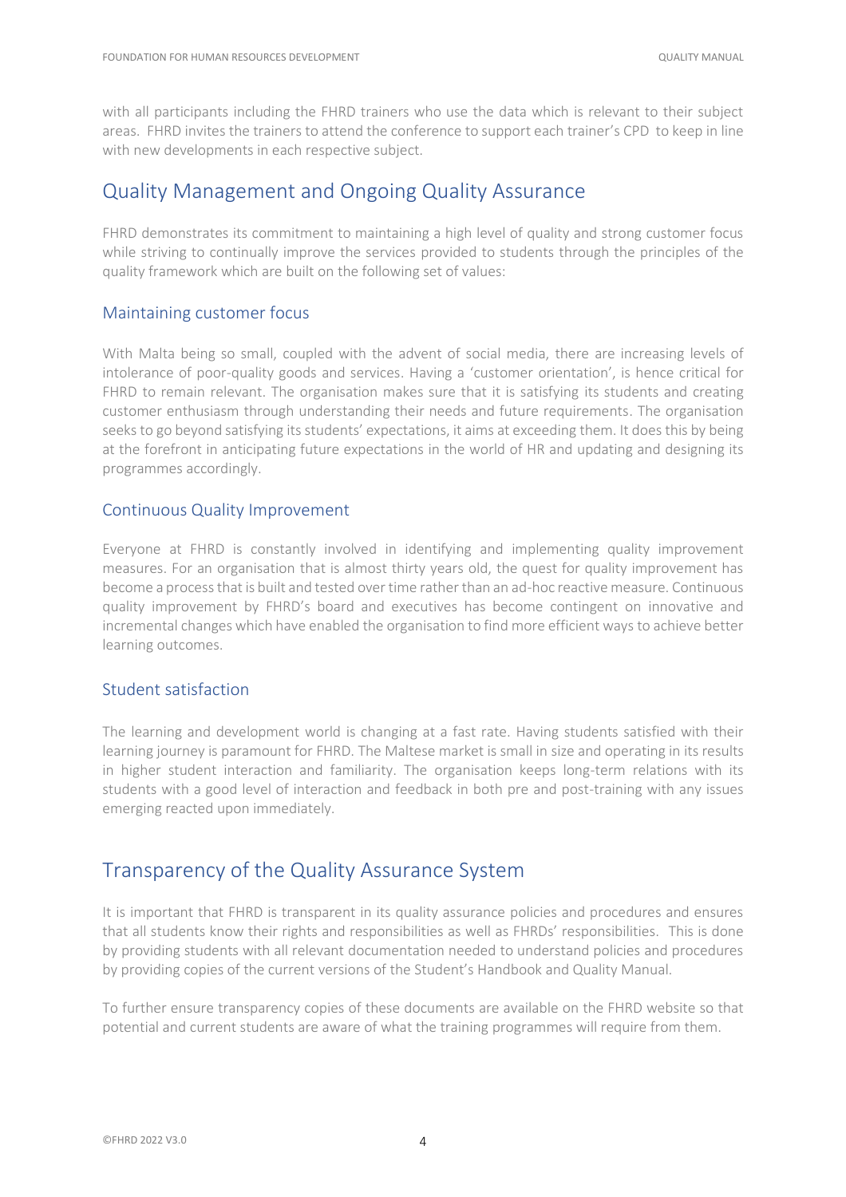with all participants including the FHRD trainers who use the data which is relevant to their subject areas. FHRD invites the trainers to attend the conference to support each trainer's CPD to keep in line with new developments in each respective subject.

## Quality Management and Ongoing Quality Assurance

FHRD demonstrates its commitment to maintaining a high level of quality and strong customer focus while striving to continually improve the services provided to students through the principles of the quality framework which are built on the following set of values:

### Maintaining customer focus

With Malta being so small, coupled with the advent of social media, there are increasing levels of intolerance of poor-quality goods and services. Having a 'customer orientation', is hence critical for FHRD to remain relevant. The organisation makes sure that it is satisfying its students and creating customer enthusiasm through understanding their needs and future requirements. The organisation seeks to go beyond satisfying its students' expectations, it aims at exceeding them. It does this by being at the forefront in anticipating future expectations in the world of HR and updating and designing its programmes accordingly.

### Continuous Quality Improvement

Everyone at FHRD is constantly involved in identifying and implementing quality improvement measures. For an organisation that is almost thirty years old, the quest for quality improvement has become a process that is built and tested over time rather than an ad-hoc reactive measure. Continuous quality improvement by FHRD's board and executives has become contingent on innovative and incremental changes which have enabled the organisation to find more efficient ways to achieve better learning outcomes.

### Student satisfaction

The learning and development world is changing at a fast rate. Having students satisfied with their learning journey is paramount for FHRD. The Maltese market is small in size and operating in its results in higher student interaction and familiarity. The organisation keeps long-term relations with its students with a good level of interaction and feedback in both pre and post-training with any issues emerging reacted upon immediately.

## Transparency of the Quality Assurance System

It is important that FHRD is transparent in its quality assurance policies and procedures and ensures that all students know their rights and responsibilities as well as FHRDs' responsibilities. This is done by providing students with all relevant documentation needed to understand policies and procedures by providing copies of the current versions of the Student's Handbook and Quality Manual.

To further ensure transparency copies of these documents are available on the FHRD website so that potential and current students are aware of what the training programmes will require from them.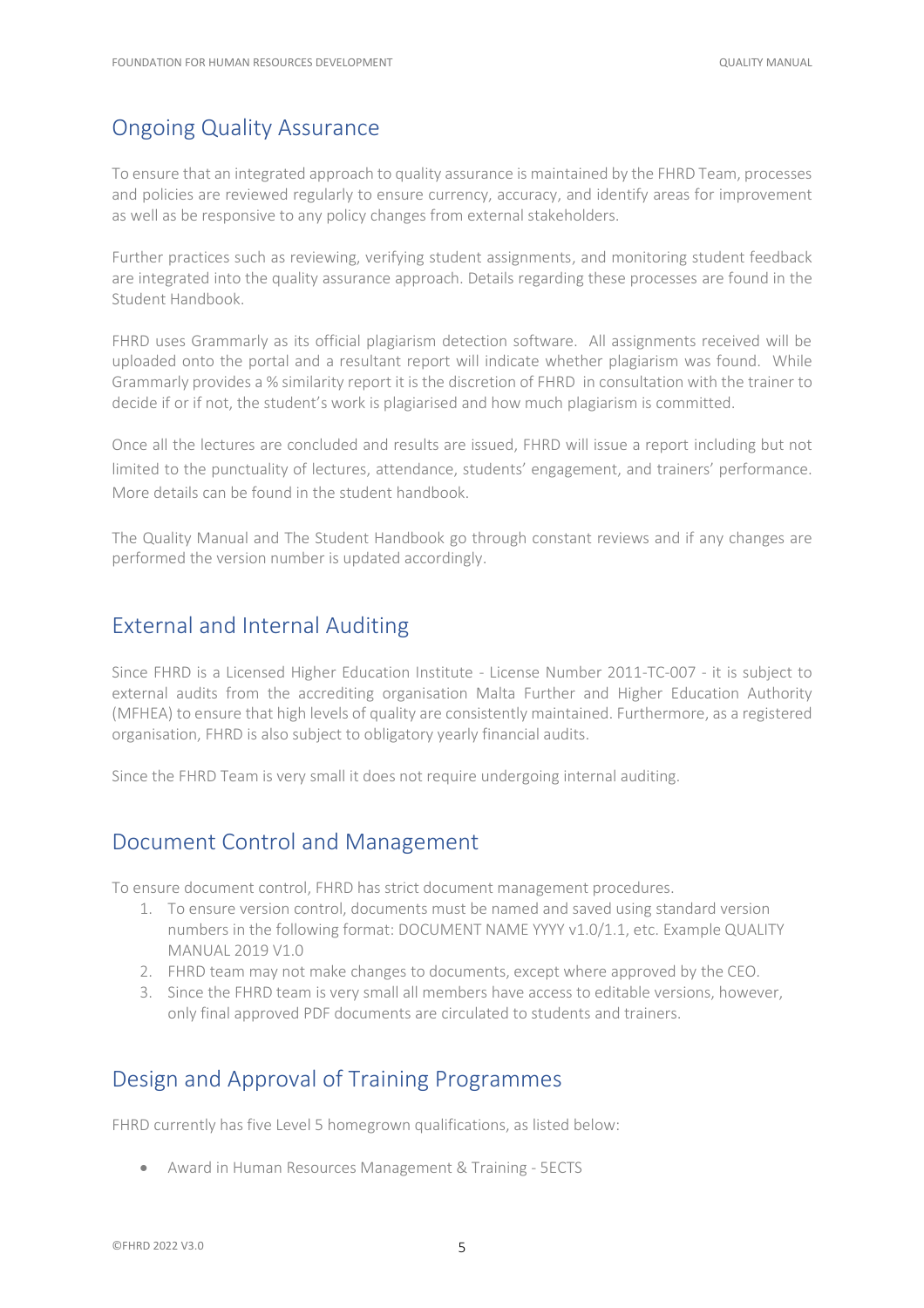## Ongoing Quality Assurance

To ensure that an integrated approach to quality assurance is maintained by the FHRD Team, processes and policies are reviewed regularly to ensure currency, accuracy, and identify areas for improvement as well as be responsive to any policy changes from external stakeholders.

Further practices such as reviewing, verifying student assignments, and monitoring student feedback are integrated into the quality assurance approach. Details regarding these processes are found in the Student Handbook.

FHRD uses Grammarly as its official plagiarism detection software. All assignments received will be uploaded onto the portal and a resultant report will indicate whether plagiarism was found. While Grammarly provides a % similarity report it is the discretion of FHRD in consultation with the trainer to decide if or if not, the student's work is plagiarised and how much plagiarism is committed.

Once all the lectures are concluded and results are issued, FHRD will issue a report including but not limited to the punctuality of lectures, attendance, students' engagement, and trainers' performance. More details can be found in the student handbook.

The Quality Manual and The Student Handbook go through constant reviews and if any changes are performed the version number is updated accordingly.

## External and Internal Auditing

Since FHRD is a Licensed Higher Education Institute - License Number 2011-TC-007 - it is subject to external audits from the accrediting organisation Malta Further and Higher Education Authority (MFHEA) to ensure that high levels of quality are consistently maintained. Furthermore, as a registered organisation, FHRD is also subject to obligatory yearly financial audits.

Since the FHRD Team is very small it does not require undergoing internal auditing.

## Document Control and Management

To ensure document control, FHRD has strict document management procedures.

1. To ensure version control, documents must be named and saved using standard version numbers in the following format: DOCUMENT NAME YYYY v1.0/1.1, etc. Example QUALITY MANUAL 2019 V1.0
2. FHRD team may not make changes to documents, except where approved by the CEO.
3. Since the FHRD team is very small all members have access to editable versions, however, only final approved PDF documents are circulated to students and trainers.

## Design and Approval of Training Programmes

FHRD currently has five Level 5 homegrown qualifications, as listed below:

- Award in Human Resources Management & Training - 5ECTS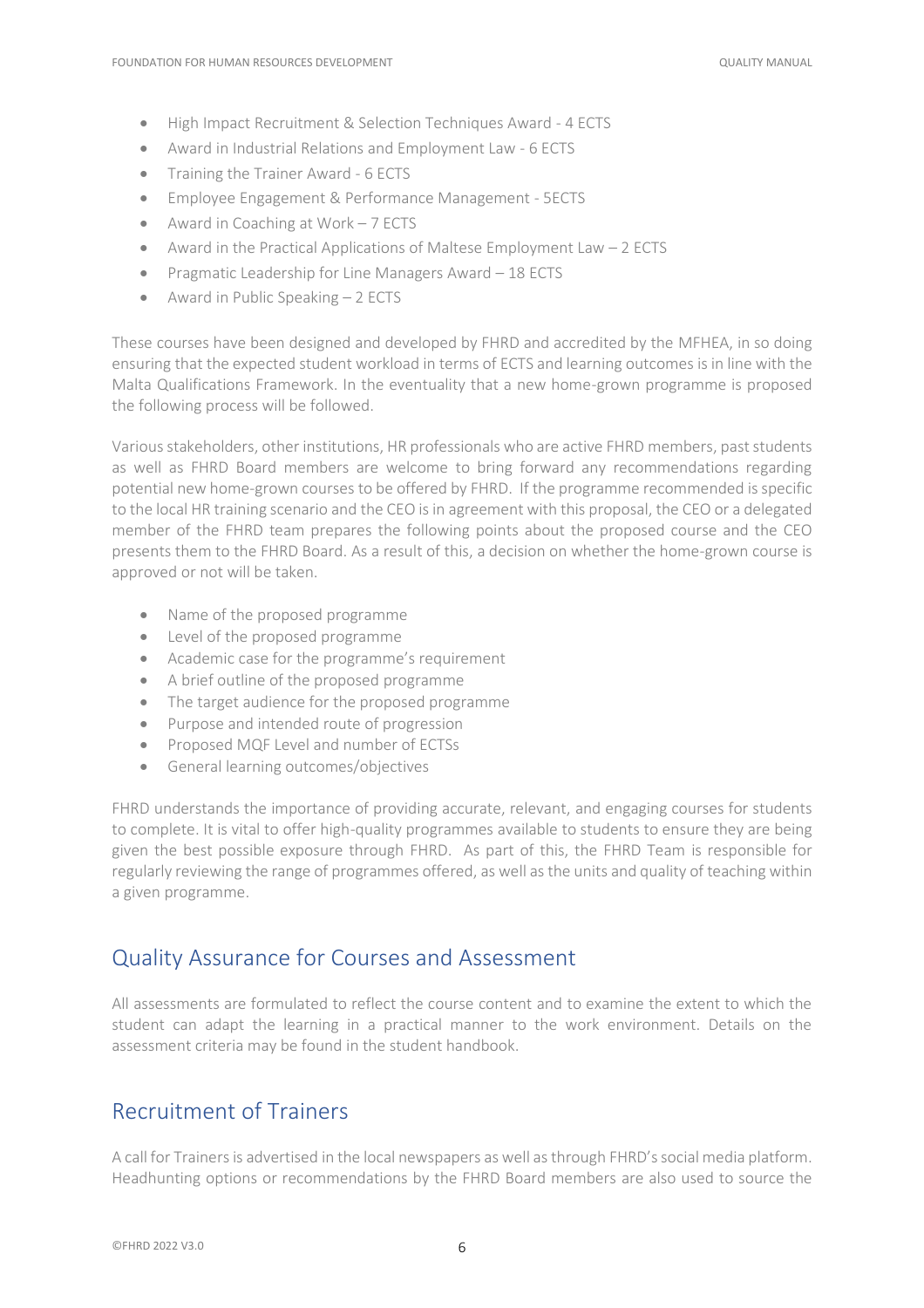- High Impact Recruitment & Selection Techniques Award - 4 ECTS
- Award in Industrial Relations and Employment Law - 6 ECTS
- Training the Trainer Award - 6 ECTS
- Employee Engagement & Performance Management - 5ECTS
- Award in Coaching at Work – 7 ECTS
- Award in the Practical Applications of Maltese Employment Law – 2 ECTS
- Pragmatic Leadership for Line Managers Award – 18 ECTS
- Award in Public Speaking – 2 ECTS

These courses have been designed and developed by FHRD and accredited by the MFHEA, in so doing ensuring that the expected student workload in terms of ECTS and learning outcomes is in line with the Malta Qualifications Framework. In the eventuality that a new home-grown programme is proposed the following process will be followed.

Various stakeholders, other institutions, HR professionals who are active FHRD members, past students as well as FHRD Board members are welcome to bring forward any recommendations regarding potential new home-grown courses to be offered by FHRD. If the programme recommended is specific to the local HR training scenario and the CEO is in agreement with this proposal, the CEO or a delegated member of the FHRD team prepares the following points about the proposed course and the CEO presents them to the FHRD Board. As a result of this, a decision on whether the home-grown course is approved or not will be taken.

- Name of the proposed programme
- Level of the proposed programme
- Academic case for the programme's requirement
- A brief outline of the proposed programme
- The target audience for the proposed programme
- Purpose and intended route of progression
- Proposed MQF Level and number of ECTSs
- General learning outcomes/objectives

FHRD understands the importance of providing accurate, relevant, and engaging courses for students to complete. It is vital to offer high-quality programmes available to students to ensure they are being given the best possible exposure through FHRD. As part of this, the FHRD Team is responsible for regularly reviewing the range of programmes offered, as well as the units and quality of teaching within a given programme.

## Quality Assurance for Courses and Assessment

All assessments are formulated to reflect the course content and to examine the extent to which the student can adapt the learning in a practical manner to the work environment. Details on the assessment criteria may be found in the student handbook.

## Recruitment of Trainers

A call for Trainers is advertised in the local newspapers as well as through FHRD's social media platform. Headhunting options or recommendations by the FHRD Board members are also used to source the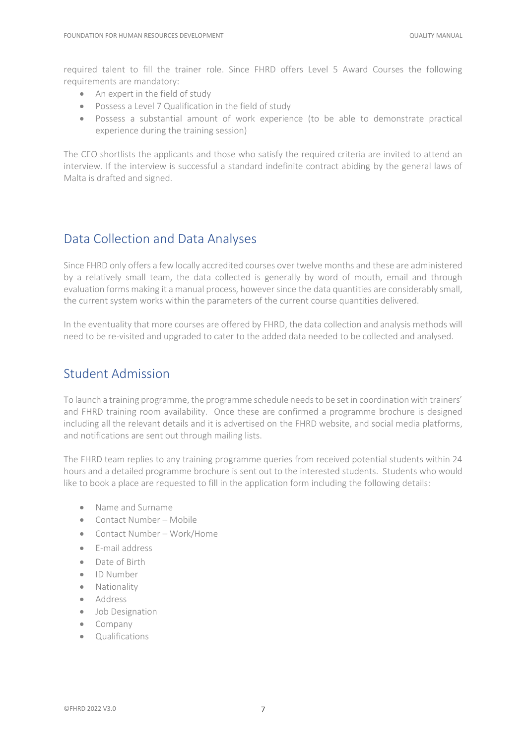required talent to fill the trainer role. Since FHRD offers Level 5 Award Courses the following requirements are mandatory:

- An expert in the field of study
- Possess a Level 7 Qualification in the field of study
- Possess a substantial amount of work experience (to be able to demonstrate practical experience during the training session)

The CEO shortlists the applicants and those who satisfy the required criteria are invited to attend an interview. If the interview is successful a standard indefinite contract abiding by the general laws of Malta is drafted and signed.

## Data Collection and Data Analyses

Since FHRD only offers a few locally accredited courses over twelve months and these are administered by a relatively small team, the data collected is generally by word of mouth, email and through evaluation forms making it a manual process, however since the data quantities are considerably small, the current system works within the parameters of the current course quantities delivered.

In the eventuality that more courses are offered by FHRD, the data collection and analysis methods will need to be re-visited and upgraded to cater to the added data needed to be collected and analysed.

## Student Admission

To launch a training programme, the programme schedule needs to be set in coordination with trainers' and FHRD training room availability. Once these are confirmed a programme brochure is designed including all the relevant details and it is advertised on the FHRD website, and social media platforms, and notifications are sent out through mailing lists.

The FHRD team replies to any training programme queries from received potential students within 24 hours and a detailed programme brochure is sent out to the interested students. Students who would like to book a place are requested to fill in the application form including the following details:

- Name and Surname
- Contact Number – Mobile
- Contact Number – Work/Home
- E-mail address
- Date of Birth
- ID Number
- Nationality
- Address
- Job Designation
- Company
- Qualifications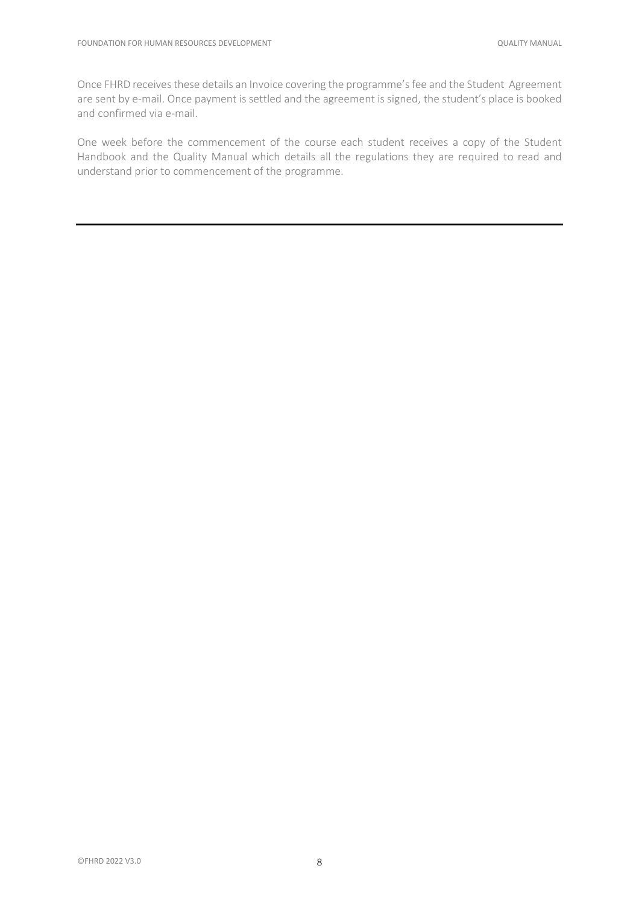Once FHRD receives these details an Invoice covering the programme's fee and the Student Agreement are sent by e-mail. Once payment is settled and the agreement is signed, the student's place is booked and confirmed via e-mail.

One week before the commencement of the course each student receives a copy of the Student Handbook and the Quality Manual which details all the regulations they are required to read and understand prior to commencement of the programme.

---